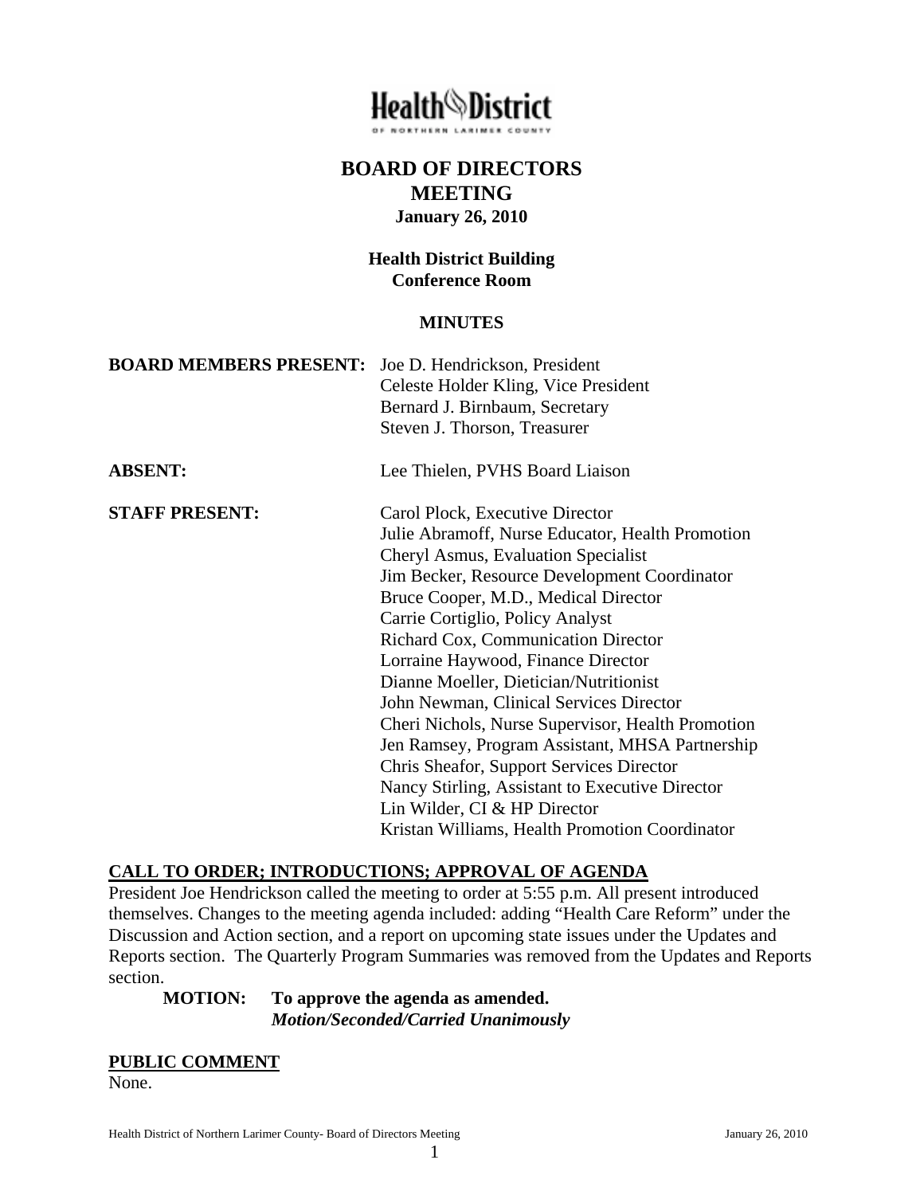Health District OF NORTHERN LARIMER COUNTY

# BOARD OF DIRECTORS MEETING

**January 26, 2010**

**Health District Building**
**Conference Room**

## MINUTES

**BOARD MEMBERS PRESENT:** Joe D. Hendrickson, President
Celeste Holder Kling, Vice President
Bernard J. Birnbaum, Secretary
Steven J. Thorson, Treasurer

**ABSENT:** Lee Thielen, PVHS Board Liaison

**STAFF PRESENT:** Carol Plock, Executive Director
Julie Abramoff, Nurse Educator, Health Promotion
Cheryl Asmus, Evaluation Specialist
Jim Becker, Resource Development Coordinator
Bruce Cooper, M.D., Medical Director
Carrie Cortiglio, Policy Analyst
Richard Cox, Communication Director
Lorraine Haywood, Finance Director
Dianne Moeller, Dietician/Nutritionist
John Newman, Clinical Services Director
Cheri Nichols, Nurse Supervisor, Health Promotion
Jen Ramsey, Program Assistant, MHSA Partnership
Chris Sheafor, Support Services Director
Nancy Stirling, Assistant to Executive Director
Lin Wilder, CI & HP Director
Kristan Williams, Health Promotion Coordinator

## CALL TO ORDER; INTRODUCTIONS; APPROVAL OF AGENDA

President Joe Hendrickson called the meeting to order at 5:55 p.m. All present introduced themselves. Changes to the meeting agenda included: adding "Health Care Reform" under the Discussion and Action section, and a report on upcoming state issues under the Updates and Reports section. The Quarterly Program Summaries was removed from the Updates and Reports section.

**MOTION: To approve the agenda as amended.**
***Motion/Seconded/Carried Unanimously***

## PUBLIC COMMENT

None.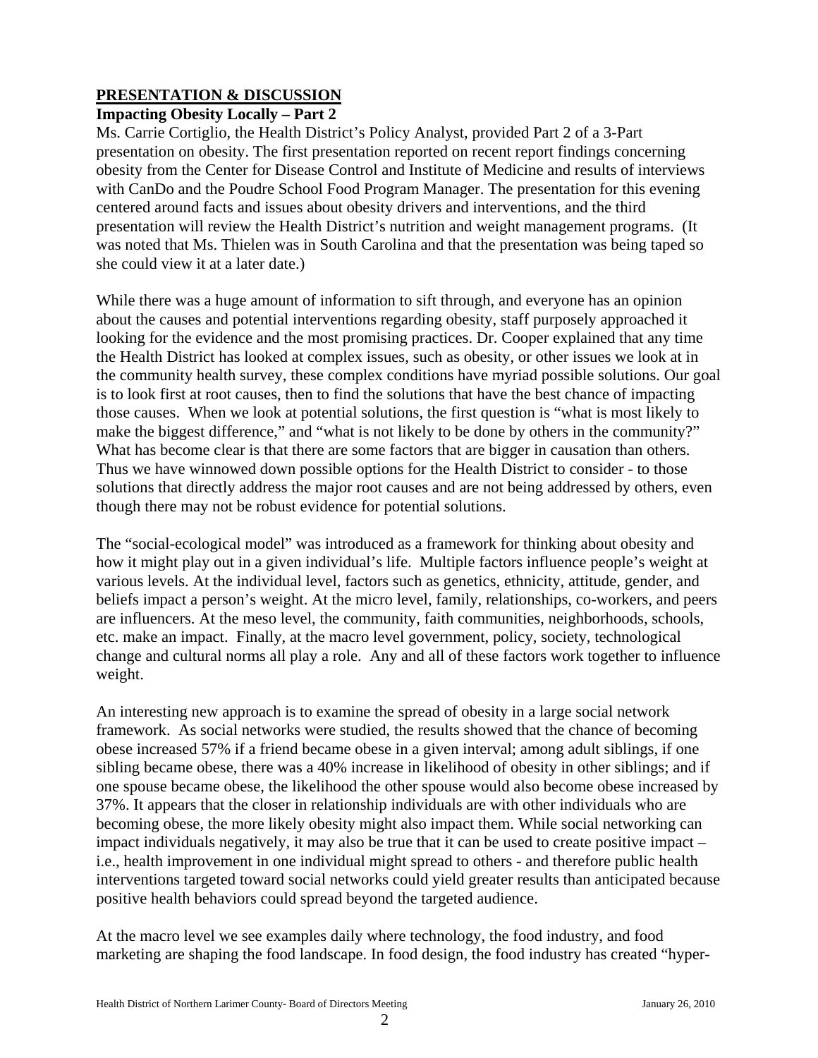## PRESENTATION & DISCUSSION

**Impacting Obesity Locally – Part 2**

Ms. Carrie Cortiglio, the Health District's Policy Analyst, provided Part 2 of a 3-Part presentation on obesity. The first presentation reported on recent report findings concerning obesity from the Center for Disease Control and Institute of Medicine and results of interviews with CanDo and the Poudre School Food Program Manager. The presentation for this evening centered around facts and issues about obesity drivers and interventions, and the third presentation will review the Health District's nutrition and weight management programs. (It was noted that Ms. Thielen was in South Carolina and that the presentation was being taped so she could view it at a later date.)

While there was a huge amount of information to sift through, and everyone has an opinion about the causes and potential interventions regarding obesity, staff purposely approached it looking for the evidence and the most promising practices. Dr. Cooper explained that any time the Health District has looked at complex issues, such as obesity, or other issues we look at in the community health survey, these complex conditions have myriad possible solutions. Our goal is to look first at root causes, then to find the solutions that have the best chance of impacting those causes. When we look at potential solutions, the first question is "what is most likely to make the biggest difference," and "what is not likely to be done by others in the community?" What has become clear is that there are some factors that are bigger in causation than others. Thus we have winnowed down possible options for the Health District to consider - to those solutions that directly address the major root causes and are not being addressed by others, even though there may not be robust evidence for potential solutions.

The "social-ecological model" was introduced as a framework for thinking about obesity and how it might play out in a given individual's life. Multiple factors influence people's weight at various levels. At the individual level, factors such as genetics, ethnicity, attitude, gender, and beliefs impact a person's weight. At the micro level, family, relationships, co-workers, and peers are influencers. At the meso level, the community, faith communities, neighborhoods, schools, etc. make an impact. Finally, at the macro level government, policy, society, technological change and cultural norms all play a role. Any and all of these factors work together to influence weight.

An interesting new approach is to examine the spread of obesity in a large social network framework. As social networks were studied, the results showed that the chance of becoming obese increased 57% if a friend became obese in a given interval; among adult siblings, if one sibling became obese, there was a 40% increase in likelihood of obesity in other siblings; and if one spouse became obese, the likelihood the other spouse would also become obese increased by 37%. It appears that the closer in relationship individuals are with other individuals who are becoming obese, the more likely obesity might also impact them. While social networking can impact individuals negatively, it may also be true that it can be used to create positive impact – i.e., health improvement in one individual might spread to others - and therefore public health interventions targeted toward social networks could yield greater results than anticipated because positive health behaviors could spread beyond the targeted audience.

At the macro level we see examples daily where technology, the food industry, and food marketing are shaping the food landscape. In food design, the food industry has created "hyper-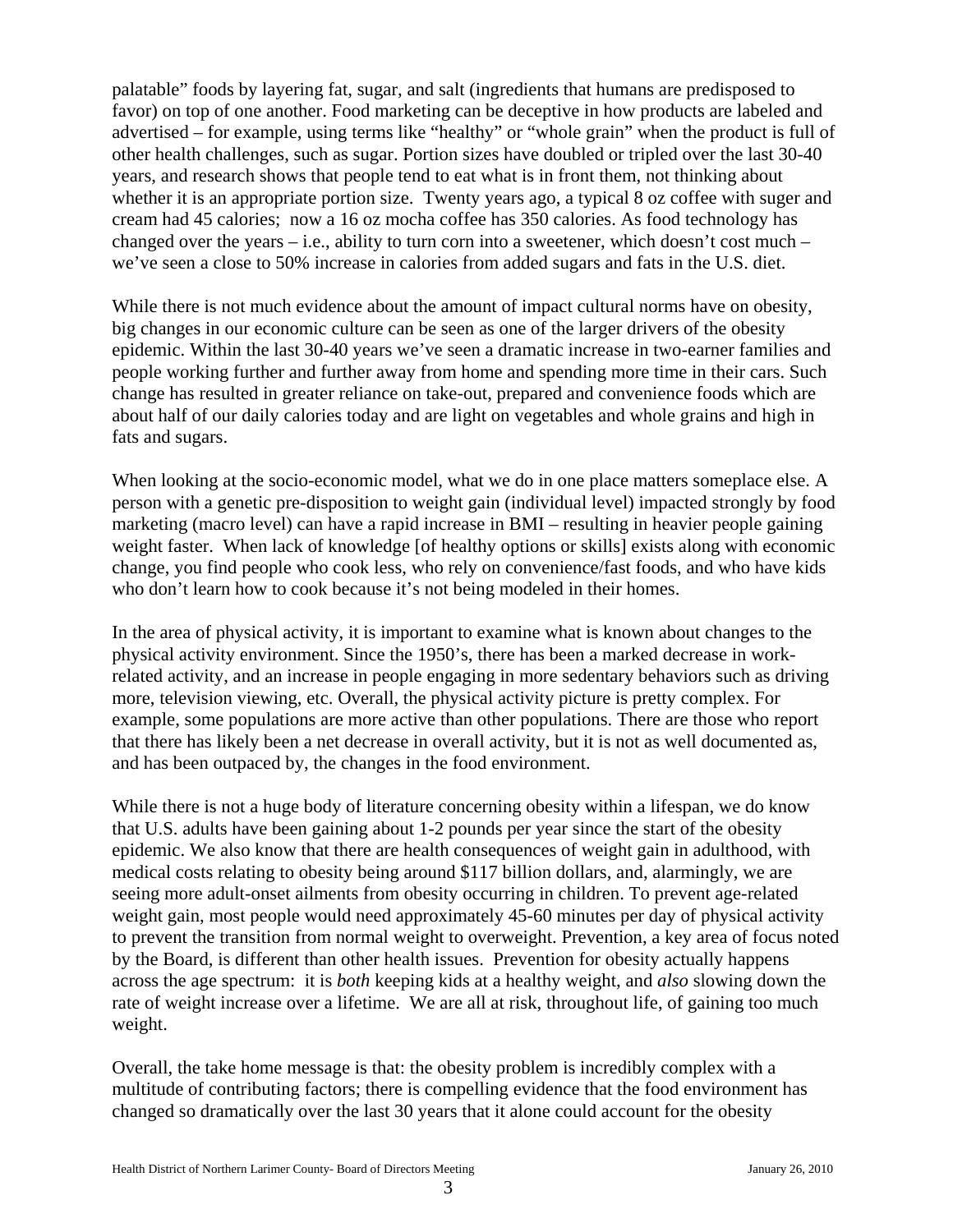palatable" foods by layering fat, sugar, and salt (ingredients that humans are predisposed to favor) on top of one another. Food marketing can be deceptive in how products are labeled and advertised – for example, using terms like "healthy" or "whole grain" when the product is full of other health challenges, such as sugar. Portion sizes have doubled or tripled over the last 30-40 years, and research shows that people tend to eat what is in front them, not thinking about whether it is an appropriate portion size. Twenty years ago, a typical 8 oz coffee with suger and cream had 45 calories; now a 16 oz mocha coffee has 350 calories. As food technology has changed over the years – i.e., ability to turn corn into a sweetener, which doesn't cost much – we've seen a close to 50% increase in calories from added sugars and fats in the U.S. diet.

While there is not much evidence about the amount of impact cultural norms have on obesity, big changes in our economic culture can be seen as one of the larger drivers of the obesity epidemic. Within the last 30-40 years we've seen a dramatic increase in two-earner families and people working further and further away from home and spending more time in their cars. Such change has resulted in greater reliance on take-out, prepared and convenience foods which are about half of our daily calories today and are light on vegetables and whole grains and high in fats and sugars.

When looking at the socio-economic model, what we do in one place matters someplace else. A person with a genetic pre-disposition to weight gain (individual level) impacted strongly by food marketing (macro level) can have a rapid increase in BMI – resulting in heavier people gaining weight faster. When lack of knowledge [of healthy options or skills] exists along with economic change, you find people who cook less, who rely on convenience/fast foods, and who have kids who don't learn how to cook because it's not being modeled in their homes.

In the area of physical activity, it is important to examine what is known about changes to the physical activity environment. Since the 1950's, there has been a marked decrease in work-related activity, and an increase in people engaging in more sedentary behaviors such as driving more, television viewing, etc. Overall, the physical activity picture is pretty complex. For example, some populations are more active than other populations. There are those who report that there has likely been a net decrease in overall activity, but it is not as well documented as, and has been outpaced by, the changes in the food environment.

While there is not a huge body of literature concerning obesity within a lifespan, we do know that U.S. adults have been gaining about 1-2 pounds per year since the start of the obesity epidemic. We also know that there are health consequences of weight gain in adulthood, with medical costs relating to obesity being around $117 billion dollars, and, alarmingly, we are seeing more adult-onset ailments from obesity occurring in children. To prevent age-related weight gain, most people would need approximately 45-60 minutes per day of physical activity to prevent the transition from normal weight to overweight. Prevention, a key area of focus noted by the Board, is different than other health issues. Prevention for obesity actually happens across the age spectrum: it is *both* keeping kids at a healthy weight, and *also* slowing down the rate of weight increase over a lifetime. We are all at risk, throughout life, of gaining too much weight.

Overall, the take home message is that: the obesity problem is incredibly complex with a multitude of contributing factors; there is compelling evidence that the food environment has changed so dramatically over the last 30 years that it alone could account for the obesity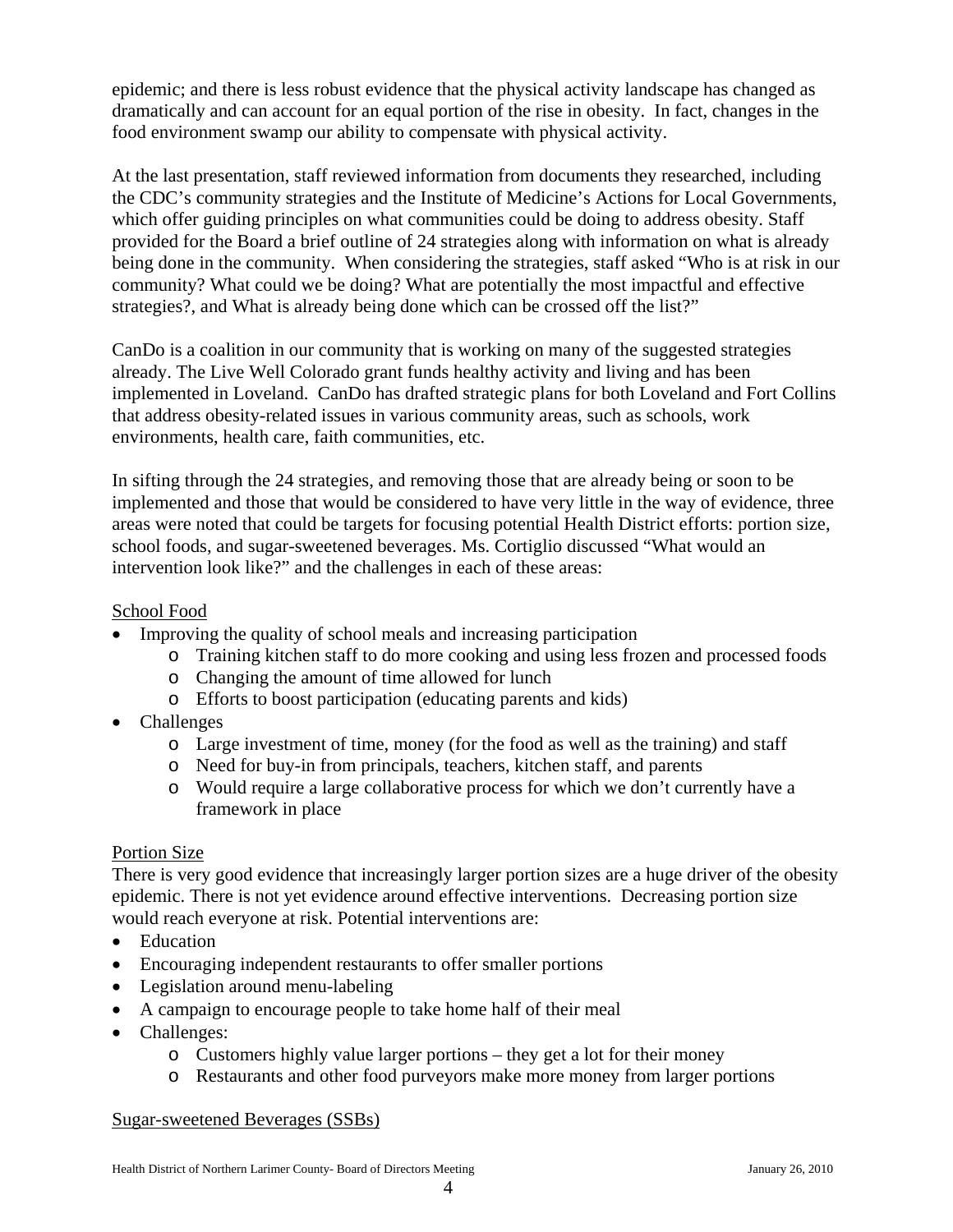epidemic; and there is less robust evidence that the physical activity landscape has changed as dramatically and can account for an equal portion of the rise in obesity. In fact, changes in the food environment swamp our ability to compensate with physical activity.

At the last presentation, staff reviewed information from documents they researched, including the CDC's community strategies and the Institute of Medicine's Actions for Local Governments, which offer guiding principles on what communities could be doing to address obesity. Staff provided for the Board a brief outline of 24 strategies along with information on what is already being done in the community. When considering the strategies, staff asked "Who is at risk in our community? What could we be doing? What are potentially the most impactful and effective strategies?, and What is already being done which can be crossed off the list?"

CanDo is a coalition in our community that is working on many of the suggested strategies already. The Live Well Colorado grant funds healthy activity and living and has been implemented in Loveland. CanDo has drafted strategic plans for both Loveland and Fort Collins that address obesity-related issues in various community areas, such as schools, work environments, health care, faith communities, etc.

In sifting through the 24 strategies, and removing those that are already being or soon to be implemented and those that would be considered to have very little in the way of evidence, three areas were noted that could be targets for focusing potential Health District efforts: portion size, school foods, and sugar-sweetened beverages. Ms. Cortiglio discussed "What would an intervention look like?" and the challenges in each of these areas:

School Food

- Improving the quality of school meals and increasing participation
  - Training kitchen staff to do more cooking and using less frozen and processed foods
  - Changing the amount of time allowed for lunch
  - Efforts to boost participation (educating parents and kids)
- Challenges
  - Large investment of time, money (for the food as well as the training) and staff
  - Need for buy-in from principals, teachers, kitchen staff, and parents
  - Would require a large collaborative process for which we don't currently have a framework in place

Portion Size

There is very good evidence that increasingly larger portion sizes are a huge driver of the obesity epidemic. There is not yet evidence around effective interventions. Decreasing portion size would reach everyone at risk. Potential interventions are:

- Education
- Encouraging independent restaurants to offer smaller portions
- Legislation around menu-labeling
- A campaign to encourage people to take home half of their meal
- Challenges:
  - Customers highly value larger portions – they get a lot for their money
  - Restaurants and other food purveyors make more money from larger portions

Sugar-sweetened Beverages (SSBs)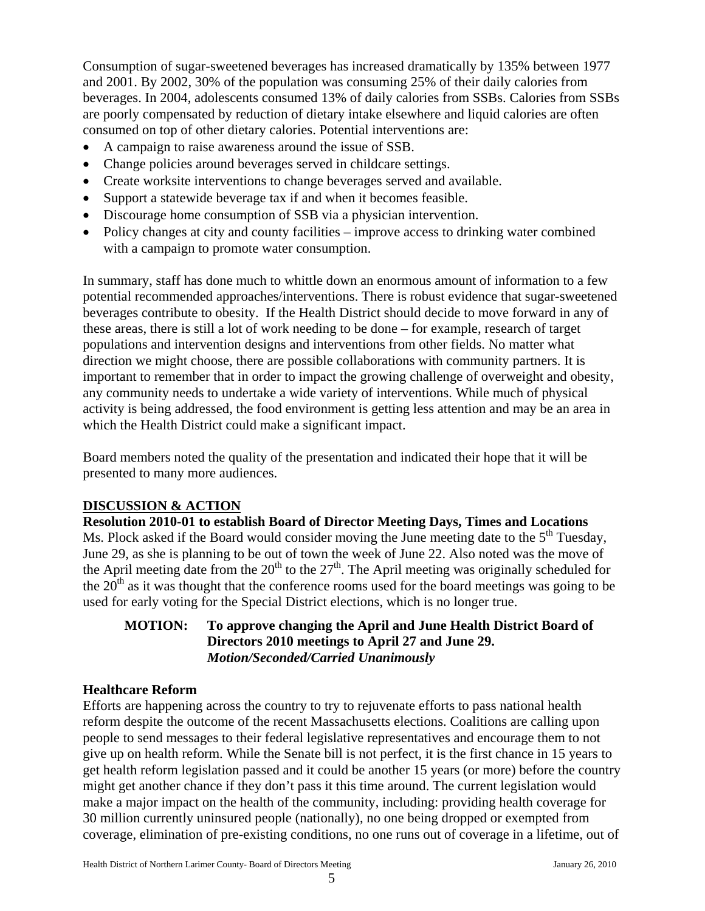Consumption of sugar-sweetened beverages has increased dramatically by 135% between 1977 and 2001. By 2002, 30% of the population was consuming 25% of their daily calories from beverages. In 2004, adolescents consumed 13% of daily calories from SSBs. Calories from SSBs are poorly compensated by reduction of dietary intake elsewhere and liquid calories are often consumed on top of other dietary calories. Potential interventions are:

- A campaign to raise awareness around the issue of SSB.
- Change policies around beverages served in childcare settings.
- Create worksite interventions to change beverages served and available.
- Support a statewide beverage tax if and when it becomes feasible.
- Discourage home consumption of SSB via a physician intervention.
- Policy changes at city and county facilities – improve access to drinking water combined with a campaign to promote water consumption.

In summary, staff has done much to whittle down an enormous amount of information to a few potential recommended approaches/interventions. There is robust evidence that sugar-sweetened beverages contribute to obesity. If the Health District should decide to move forward in any of these areas, there is still a lot of work needing to be done – for example, research of target populations and intervention designs and interventions from other fields. No matter what direction we might choose, there are possible collaborations with community partners. It is important to remember that in order to impact the growing challenge of overweight and obesity, any community needs to undertake a wide variety of interventions. While much of physical activity is being addressed, the food environment is getting less attention and may be an area in which the Health District could make a significant impact.

Board members noted the quality of the presentation and indicated their hope that it will be presented to many more audiences.

## DISCUSSION & ACTION

**Resolution 2010-01 to establish Board of Director Meeting Days, Times and Locations**

Ms. Plock asked if the Board would consider moving the June meeting date to the 5th Tuesday, June 29, as she is planning to be out of town the week of June 22. Also noted was the move of the April meeting date from the 20th to the 27th. The April meeting was originally scheduled for the 20th as it was thought that the conference rooms used for the board meetings was going to be used for early voting for the Special District elections, which is no longer true.

> **MOTION: To approve changing the April and June Health District Board of Directors 2010 meetings to April 27 and June 29.**
> ***Motion/Seconded/Carried Unanimously***

**Healthcare Reform**

Efforts are happening across the country to try to rejuvenate efforts to pass national health reform despite the outcome of the recent Massachusetts elections. Coalitions are calling upon people to send messages to their federal legislative representatives and encourage them to not give up on health reform. While the Senate bill is not perfect, it is the first chance in 15 years to get health reform legislation passed and it could be another 15 years (or more) before the country might get another chance if they don't pass it this time around. The current legislation would make a major impact on the health of the community, including: providing health coverage for 30 million currently uninsured people (nationally), no one being dropped or exempted from coverage, elimination of pre-existing conditions, no one runs out of coverage in a lifetime, out of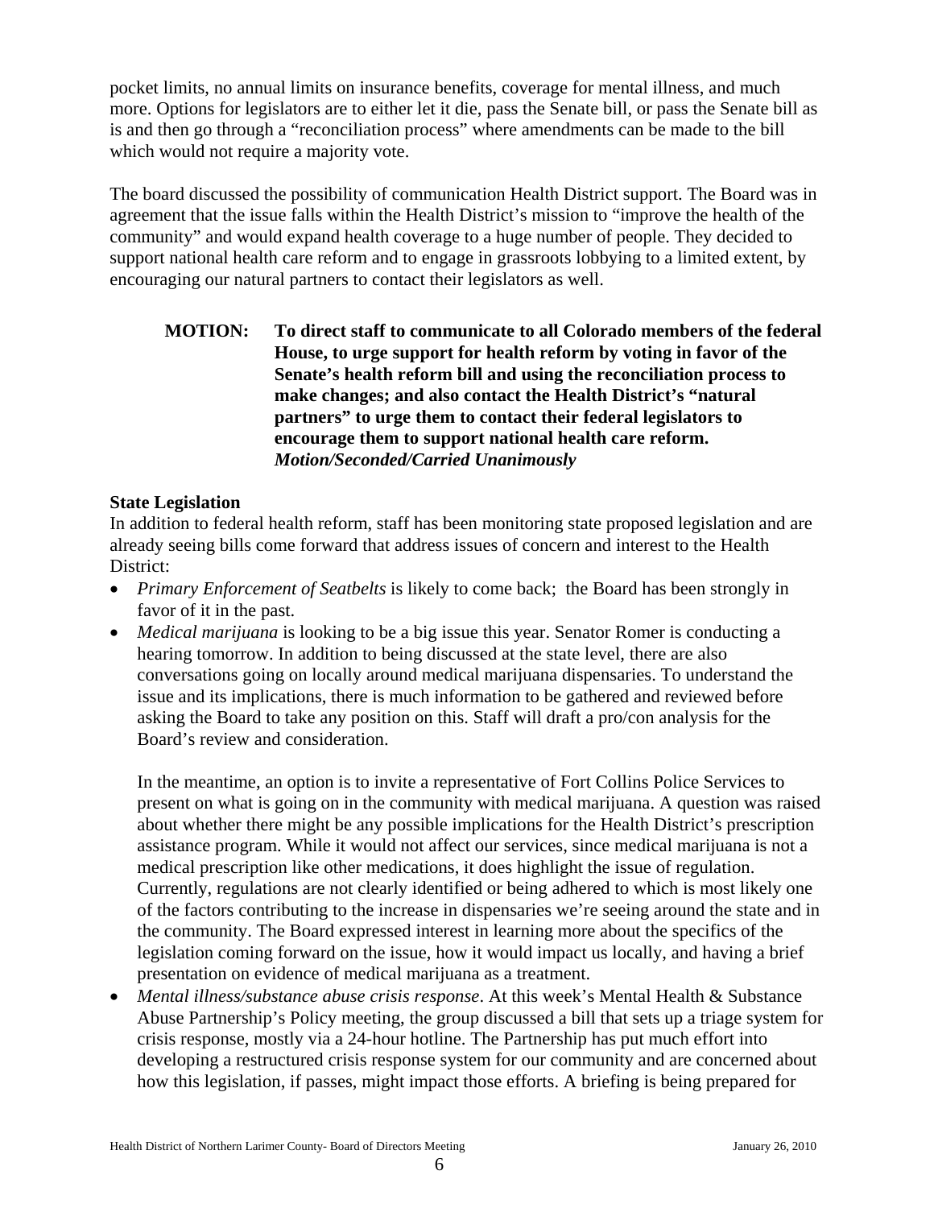pocket limits, no annual limits on insurance benefits, coverage for mental illness, and much more. Options for legislators are to either let it die, pass the Senate bill, or pass the Senate bill as is and then go through a "reconciliation process" where amendments can be made to the bill which would not require a majority vote.

The board discussed the possibility of communication Health District support. The Board was in agreement that the issue falls within the Health District's mission to "improve the health of the community" and would expand health coverage to a huge number of people. They decided to support national health care reform and to engage in grassroots lobbying to a limited extent, by encouraging our natural partners to contact their legislators as well.

> **MOTION: To direct staff to communicate to all Colorado members of the federal House, to urge support for health reform by voting in favor of the Senate's health reform bill and using the reconciliation process to make changes; and also contact the Health District's "natural partners" to urge them to contact their federal legislators to encourage them to support national health care reform.**
> ***Motion/Seconded/Carried Unanimously***

**State Legislation**

In addition to federal health reform, staff has been monitoring state proposed legislation and are already seeing bills come forward that address issues of concern and interest to the Health District:

- *Primary Enforcement of Seatbelts* is likely to come back; the Board has been strongly in favor of it in the past.
- *Medical marijuana* is looking to be a big issue this year. Senator Romer is conducting a hearing tomorrow. In addition to being discussed at the state level, there are also conversations going on locally around medical marijuana dispensaries. To understand the issue and its implications, there is much information to be gathered and reviewed before asking the Board to take any position on this. Staff will draft a pro/con analysis for the Board's review and consideration.

  In the meantime, an option is to invite a representative of Fort Collins Police Services to present on what is going on in the community with medical marijuana. A question was raised about whether there might be any possible implications for the Health District's prescription assistance program. While it would not affect our services, since medical marijuana is not a medical prescription like other medications, it does highlight the issue of regulation. Currently, regulations are not clearly identified or being adhered to which is most likely one of the factors contributing to the increase in dispensaries we're seeing around the state and in the community. The Board expressed interest in learning more about the specifics of the legislation coming forward on the issue, how it would impact us locally, and having a brief presentation on evidence of medical marijuana as a treatment.
- *Mental illness/substance abuse crisis response*. At this week's Mental Health & Substance Abuse Partnership's Policy meeting, the group discussed a bill that sets up a triage system for crisis response, mostly via a 24-hour hotline. The Partnership has put much effort into developing a restructured crisis response system for our community and are concerned about how this legislation, if passes, might impact those efforts. A briefing is being prepared for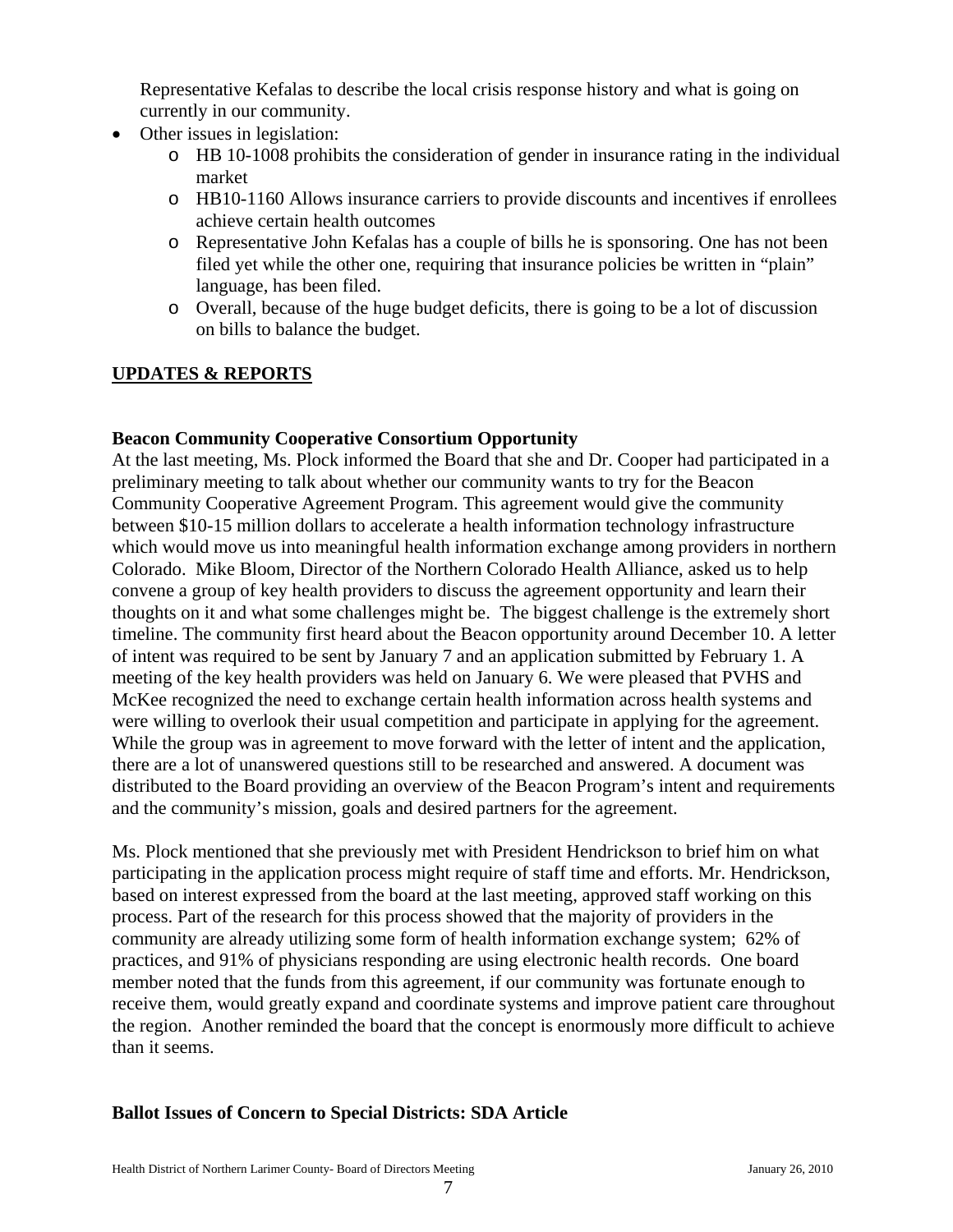Representative Kefalas to describe the local crisis response history and what is going on currently in our community.

- Other issues in legislation:
  - HB 10-1008 prohibits the consideration of gender in insurance rating in the individual market
  - HB10-1160 Allows insurance carriers to provide discounts and incentives if enrollees achieve certain health outcomes
  - Representative John Kefalas has a couple of bills he is sponsoring. One has not been filed yet while the other one, requiring that insurance policies be written in "plain" language, has been filed.
  - Overall, because of the huge budget deficits, there is going to be a lot of discussion on bills to balance the budget.

## UPDATES & REPORTS

### Beacon Community Cooperative Consortium Opportunity

At the last meeting, Ms. Plock informed the Board that she and Dr. Cooper had participated in a preliminary meeting to talk about whether our community wants to try for the Beacon Community Cooperative Agreement Program. This agreement would give the community between $10-15 million dollars to accelerate a health information technology infrastructure which would move us into meaningful health information exchange among providers in northern Colorado. Mike Bloom, Director of the Northern Colorado Health Alliance, asked us to help convene a group of key health providers to discuss the agreement opportunity and learn their thoughts on it and what some challenges might be. The biggest challenge is the extremely short timeline. The community first heard about the Beacon opportunity around December 10. A letter of intent was required to be sent by January 7 and an application submitted by February 1. A meeting of the key health providers was held on January 6. We were pleased that PVHS and McKee recognized the need to exchange certain health information across health systems and were willing to overlook their usual competition and participate in applying for the agreement. While the group was in agreement to move forward with the letter of intent and the application, there are a lot of unanswered questions still to be researched and answered. A document was distributed to the Board providing an overview of the Beacon Program's intent and requirements and the community's mission, goals and desired partners for the agreement.

Ms. Plock mentioned that she previously met with President Hendrickson to brief him on what participating in the application process might require of staff time and efforts. Mr. Hendrickson, based on interest expressed from the board at the last meeting, approved staff working on this process. Part of the research for this process showed that the majority of providers in the community are already utilizing some form of health information exchange system; 62% of practices, and 91% of physicians responding are using electronic health records. One board member noted that the funds from this agreement, if our community was fortunate enough to receive them, would greatly expand and coordinate systems and improve patient care throughout the region. Another reminded the board that the concept is enormously more difficult to achieve than it seems.

### Ballot Issues of Concern to Special Districts: SDA Article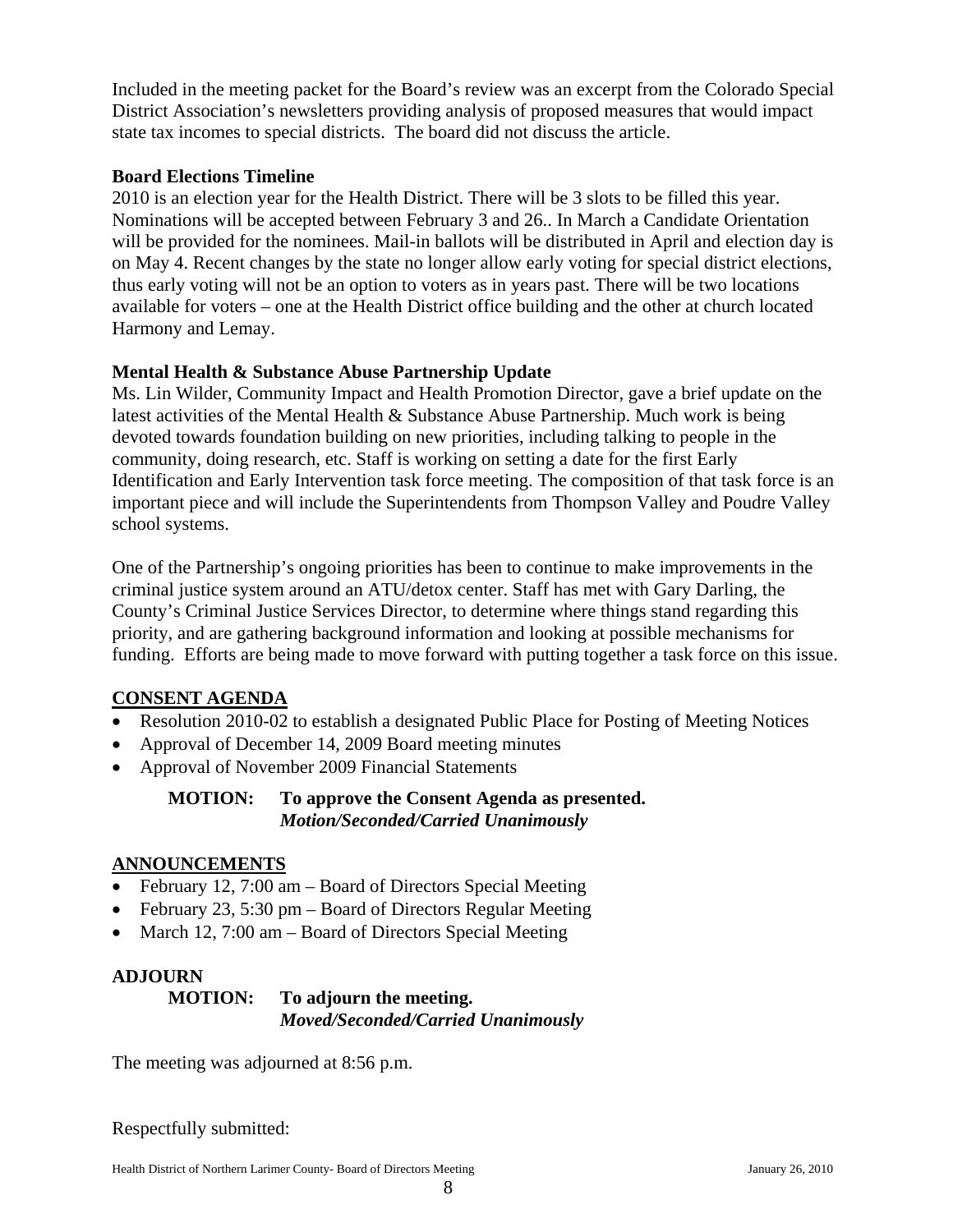Included in the meeting packet for the Board's review was an excerpt from the Colorado Special District Association's newsletters providing analysis of proposed measures that would impact state tax incomes to special districts. The board did not discuss the article.

**Board Elections Timeline**

2010 is an election year for the Health District. There will be 3 slots to be filled this year. Nominations will be accepted between February 3 and 26.. In March a Candidate Orientation will be provided for the nominees. Mail-in ballots will be distributed in April and election day is on May 4. Recent changes by the state no longer allow early voting for special district elections, thus early voting will not be an option to voters as in years past. There will be two locations available for voters – one at the Health District office building and the other at church located Harmony and Lemay.

**Mental Health & Substance Abuse Partnership Update**

Ms. Lin Wilder, Community Impact and Health Promotion Director, gave a brief update on the latest activities of the Mental Health & Substance Abuse Partnership. Much work is being devoted towards foundation building on new priorities, including talking to people in the community, doing research, etc. Staff is working on setting a date for the first Early Identification and Early Intervention task force meeting. The composition of that task force is an important piece and will include the Superintendents from Thompson Valley and Poudre Valley school systems.

One of the Partnership's ongoing priorities has been to continue to make improvements in the criminal justice system around an ATU/detox center. Staff has met with Gary Darling, the County's Criminal Justice Services Director, to determine where things stand regarding this priority, and are gathering background information and looking at possible mechanisms for funding. Efforts are being made to move forward with putting together a task force on this issue.

## CONSENT AGENDA

- Resolution 2010-02 to establish a designated Public Place for Posting of Meeting Notices
- Approval of December 14, 2009 Board meeting minutes
- Approval of November 2009 Financial Statements

**MOTION: To approve the Consent Agenda as presented.**
***Motion/Seconded/Carried Unanimously***

## ANNOUNCEMENTS

- February 12, 7:00 am – Board of Directors Special Meeting
- February 23, 5:30 pm – Board of Directors Regular Meeting
- March 12, 7:00 am – Board of Directors Special Meeting

## ADJOURN

**MOTION: To adjourn the meeting.**
***Moved/Seconded/Carried Unanimously***

The meeting was adjourned at 8:56 p.m.

Respectfully submitted: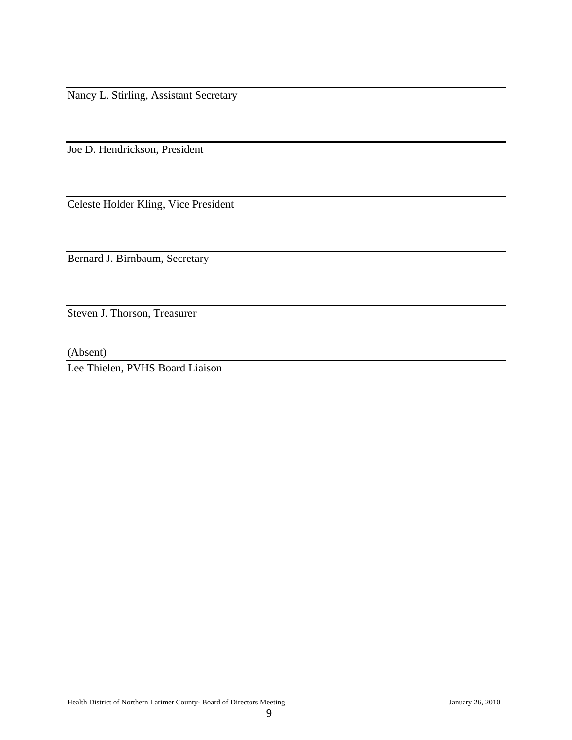Nancy L. Stirling, Assistant Secretary

Joe D. Hendrickson, President

Celeste Holder Kling, Vice President

Bernard J. Birnbaum, Secretary

Steven J. Thorson, Treasurer

(Absent)

Lee Thielen, PVHS Board Liaison